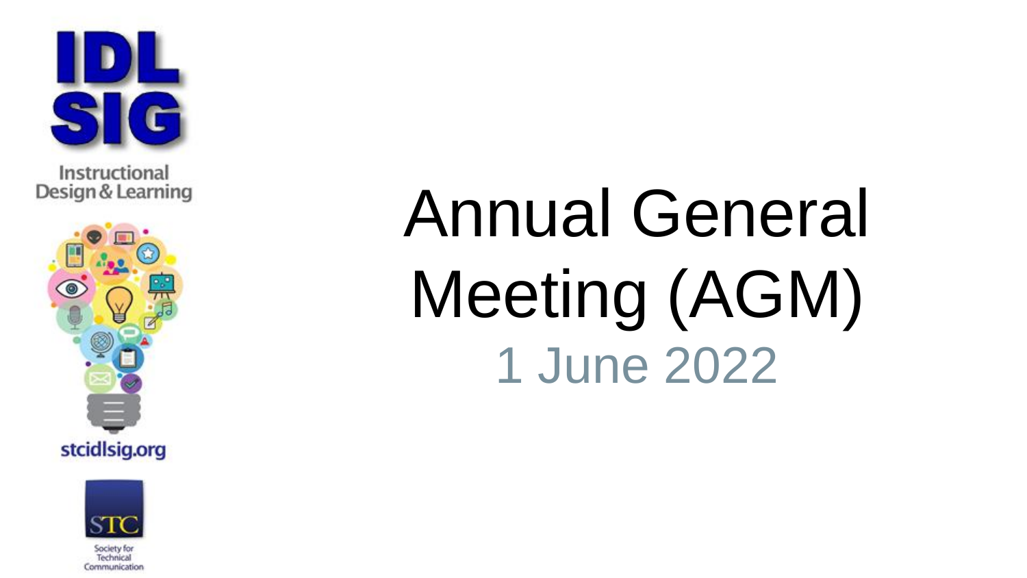IDL SIG

Instructional Design & Learning

stcidlsig.org

STC

Society for Technical Communication

# Annual General Meeting (AGM)

1 June 2022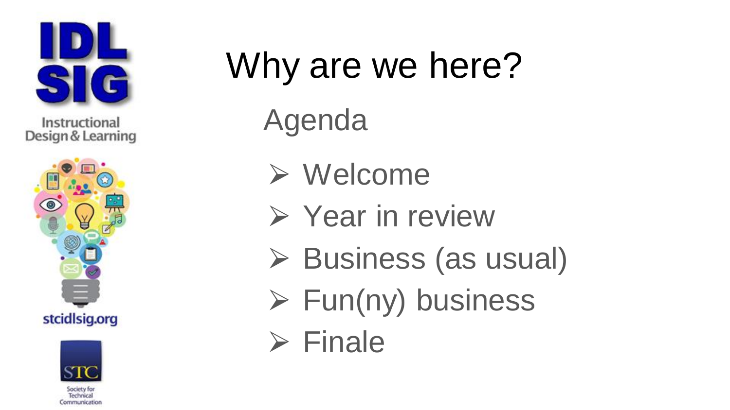# Why are we here?

## Agenda

- Welcome
- Year in review
- Business (as usual)
- Fun(ny) business
- Finale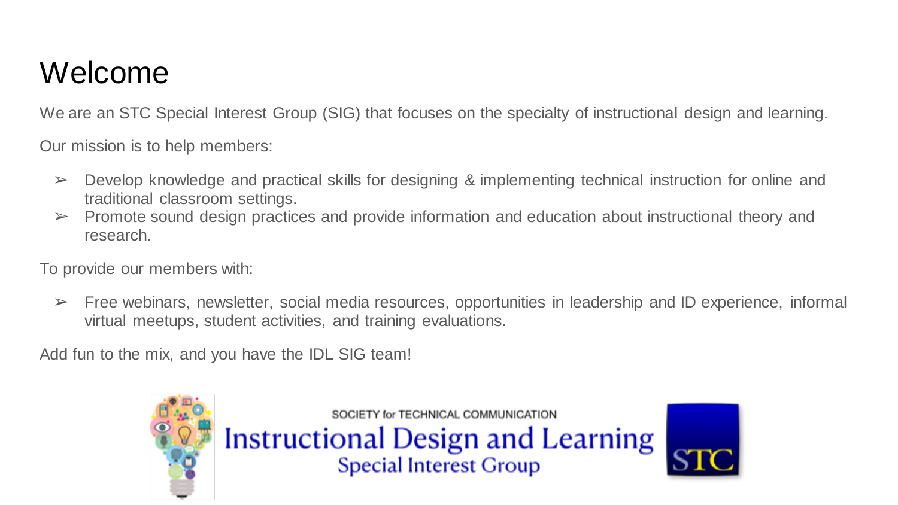# Welcome

We are an STC Special Interest Group (SIG) that focuses on the specialty of instructional design and learning.

Our mission is to help members:

- Develop knowledge and practical skills for designing & implementing technical instruction for online and traditional classroom settings.
- Promote sound design practices and provide information and education about instructional theory and research.

To provide our members with:

- Free webinars, newsletter, social media resources, opportunities in leadership and ID experience, informal virtual meetups, student activities, and training evaluations.

Add fun to the mix, and you have the IDL SIG team!

SOCIETY for TECHNICAL COMMUNICATION
Instructional Design and Learning
Special Interest Group

STC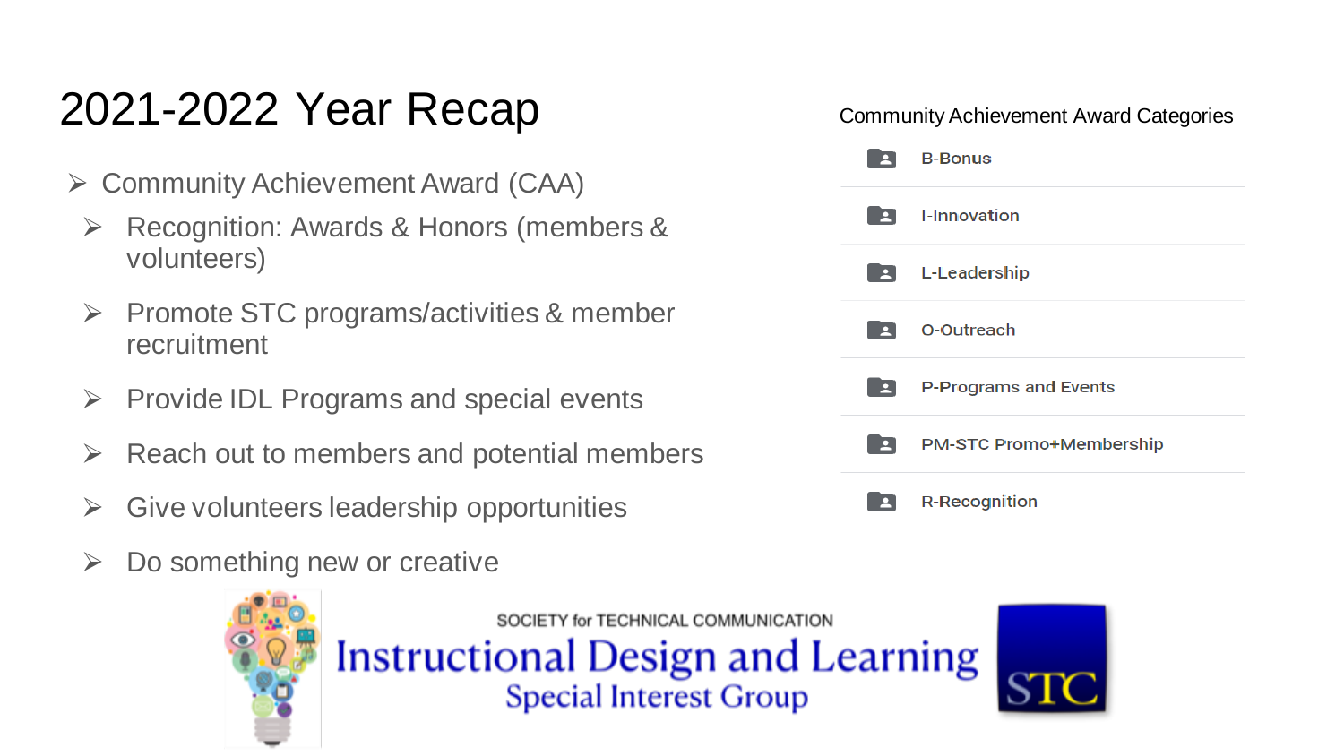# 2021-2022 Year Recap

- Community Achievement Award (CAA)
  - Recognition: Awards & Honors (members & volunteers)
  - Promote STC programs/activities & member recruitment
  - Provide IDL Programs and special events
  - Reach out to members and potential members
  - Give volunteers leadership opportunities
  - Do something new or creative

Community Achievement Award Categories

- B-Bonus
- I-Innovation
- L-Leadership
- O-Outreach
- P-Programs and Events
- PM-STC Promo+Membership
- R-Recognition

SOCIETY for TECHNICAL COMMUNICATION
Instructional Design and Learning
Special Interest Group

STC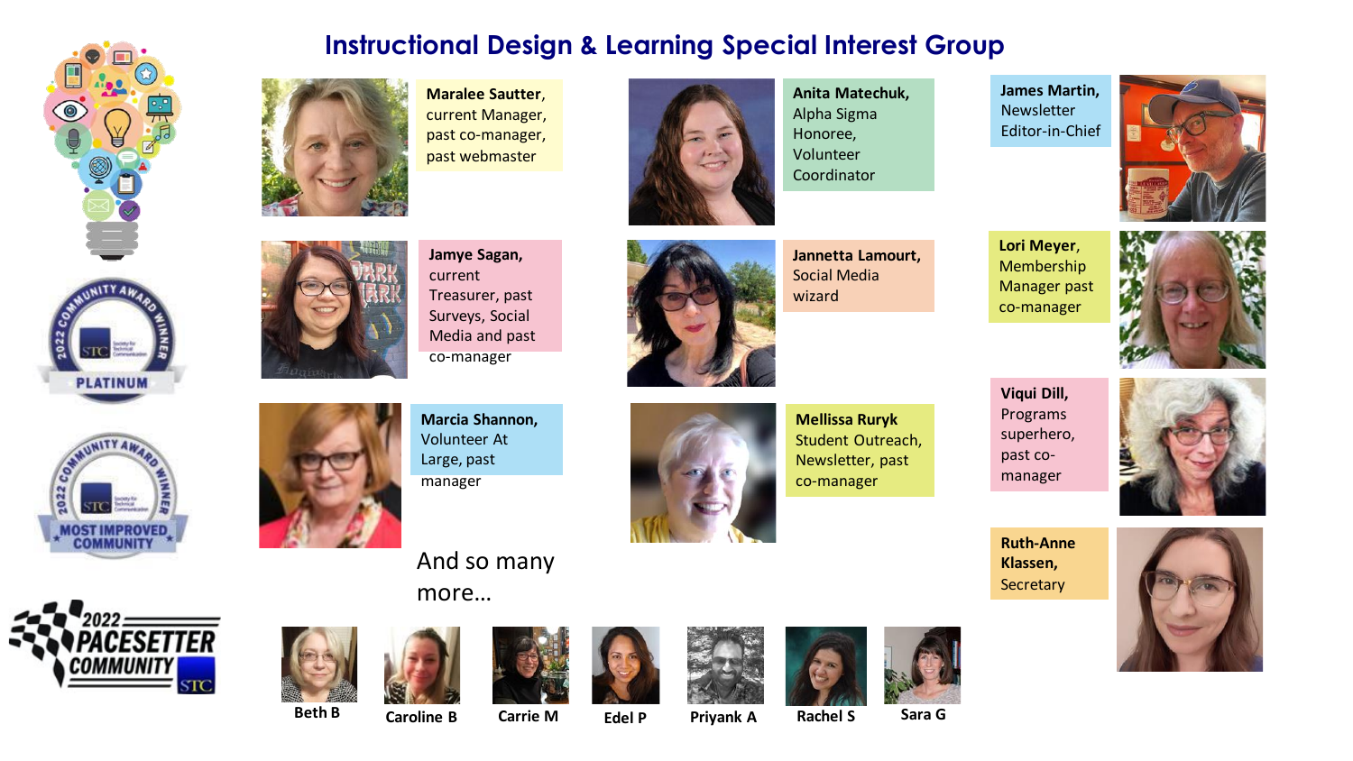# Instructional Design & Learning Special Interest Group

**Maralee Sautter**, current Manager, past co-manager, past webmaster

**Jamye Sagan,** current Treasurer, past Surveys, Social Media and past co-manager

**Marcia Shannon,** Volunteer At Large, past manager

**Anita Matechuk,** Alpha Sigma Honoree, Volunteer Coordinator

**Jannetta Lamourt,** Social Media wizard

**Mellissa Ruryk** Student Outreach, Newsletter, past co-manager

**James Martin,** Newsletter Editor-in-Chief

**Lori Meyer**, Membership Manager past co-manager

**Viqui Dill,** Programs superhero, past co-manager

**Ruth-Anne Klassen,** Secretary

And so many more…

**Beth B** **Caroline B** **Carrie M** **Edel P** **Priyank A** **Rachel S** **Sara G**

2022 COMMUNITY AWARD WINNER PLATINUM

2022 COMMUNITY AWARD WINNER MOST IMPROVED COMMUNITY

2022 PACESETTER COMMUNITY STC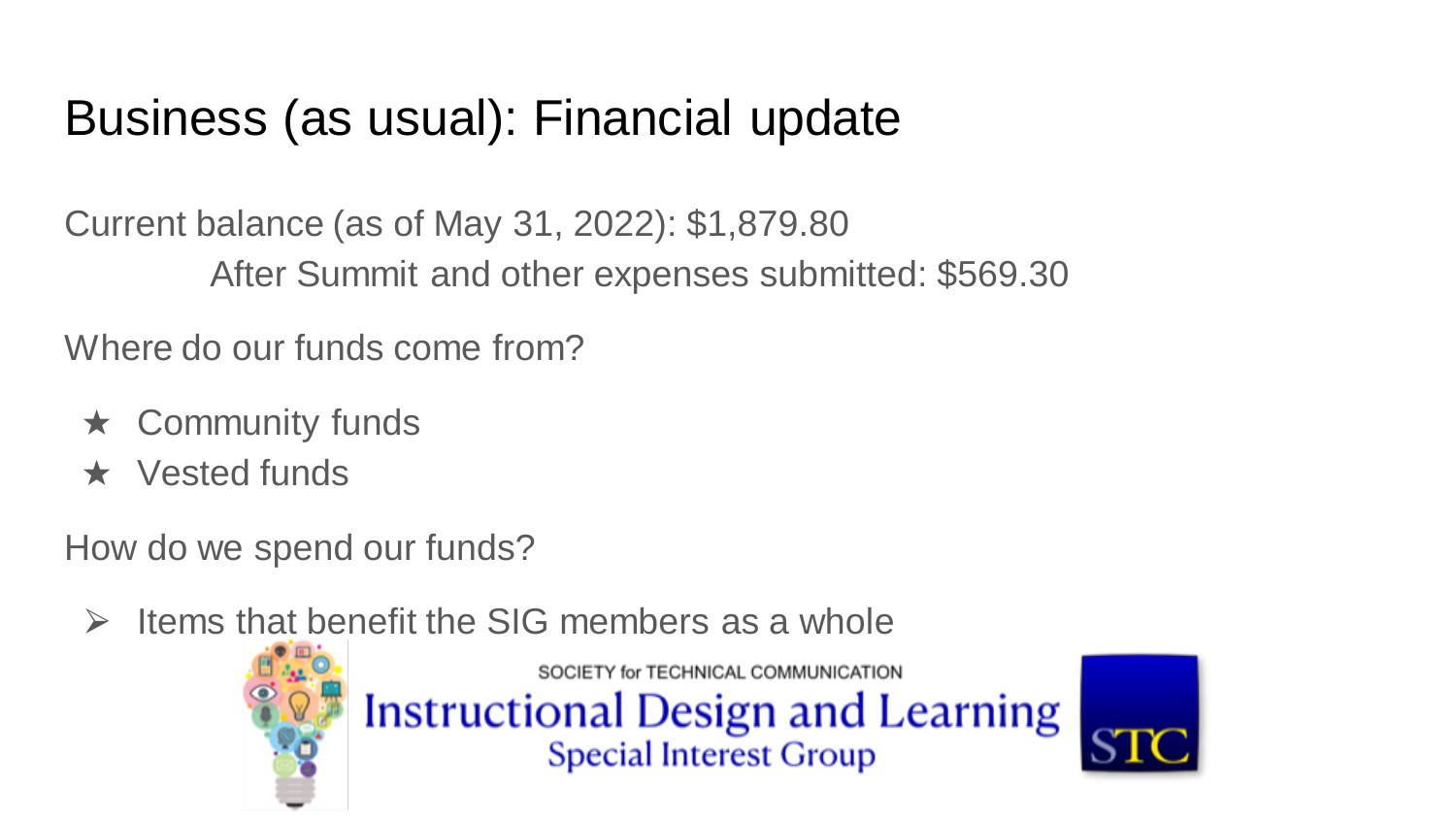# Business (as usual): Financial update

Current balance (as of May 31, 2022): $1,879.80

After Summit and other expenses submitted: $569.30

Where do our funds come from?

- ★ Community funds
- ★ Vested funds

How do we spend our funds?

- ➢ Items that benefit the SIG members as a whole

SOCIETY for TECHNICAL COMMUNICATION

Instructional Design and Learning

Special Interest Group

STC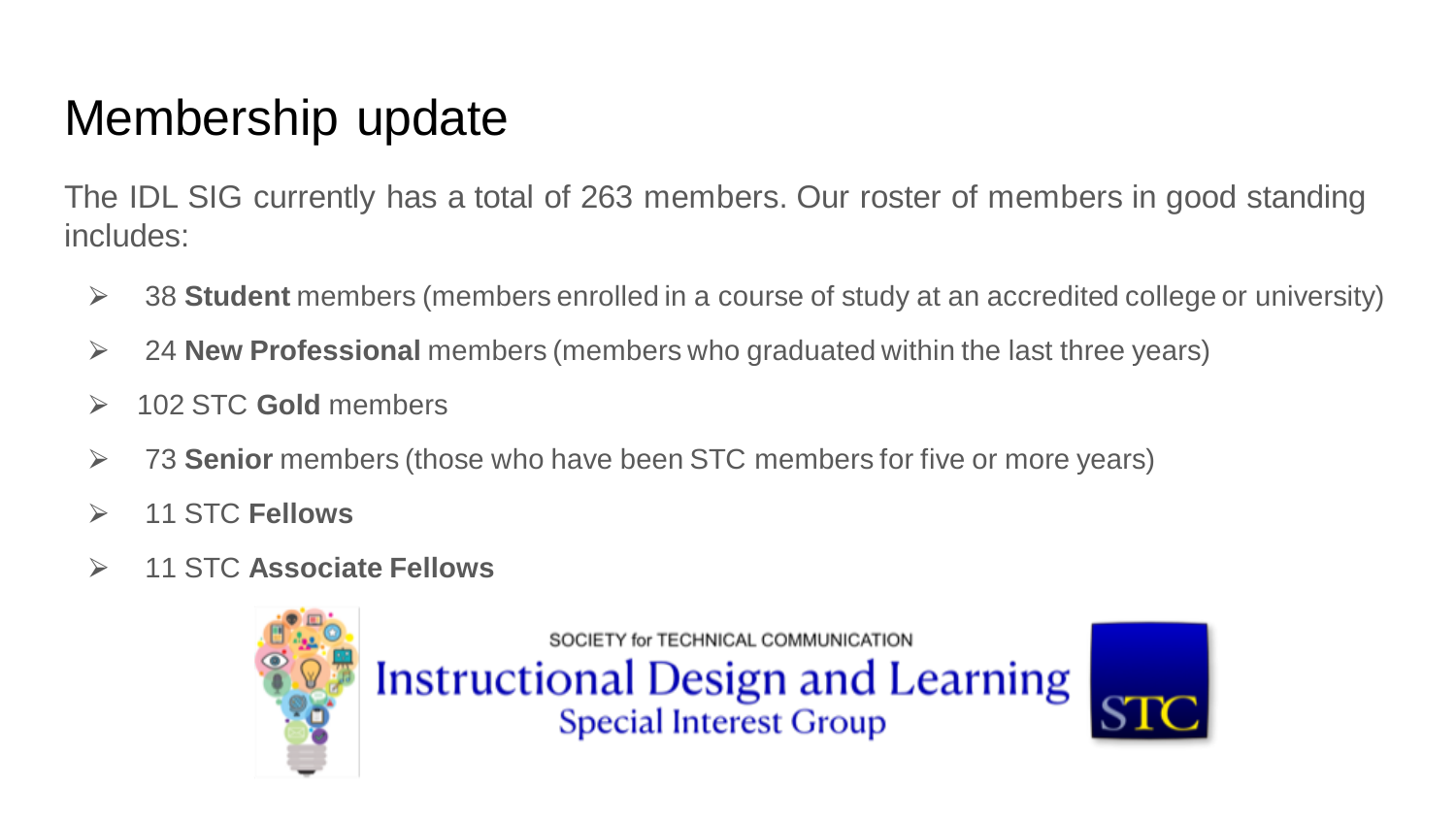# Membership update

The IDL SIG currently has a total of 263 members. Our roster of members in good standing includes:

- 38 **Student** members (members enrolled in a course of study at an accredited college or university)
- 24 **New Professional** members (members who graduated within the last three years)
- 102 STC **Gold** members
- 73 **Senior** members (those who have been STC members for five or more years)
- 11 STC **Fellows**
- 11 STC **Associate Fellows**

SOCIETY for TECHNICAL COMMUNICATION
Instructional Design and Learning
Special Interest Group

STC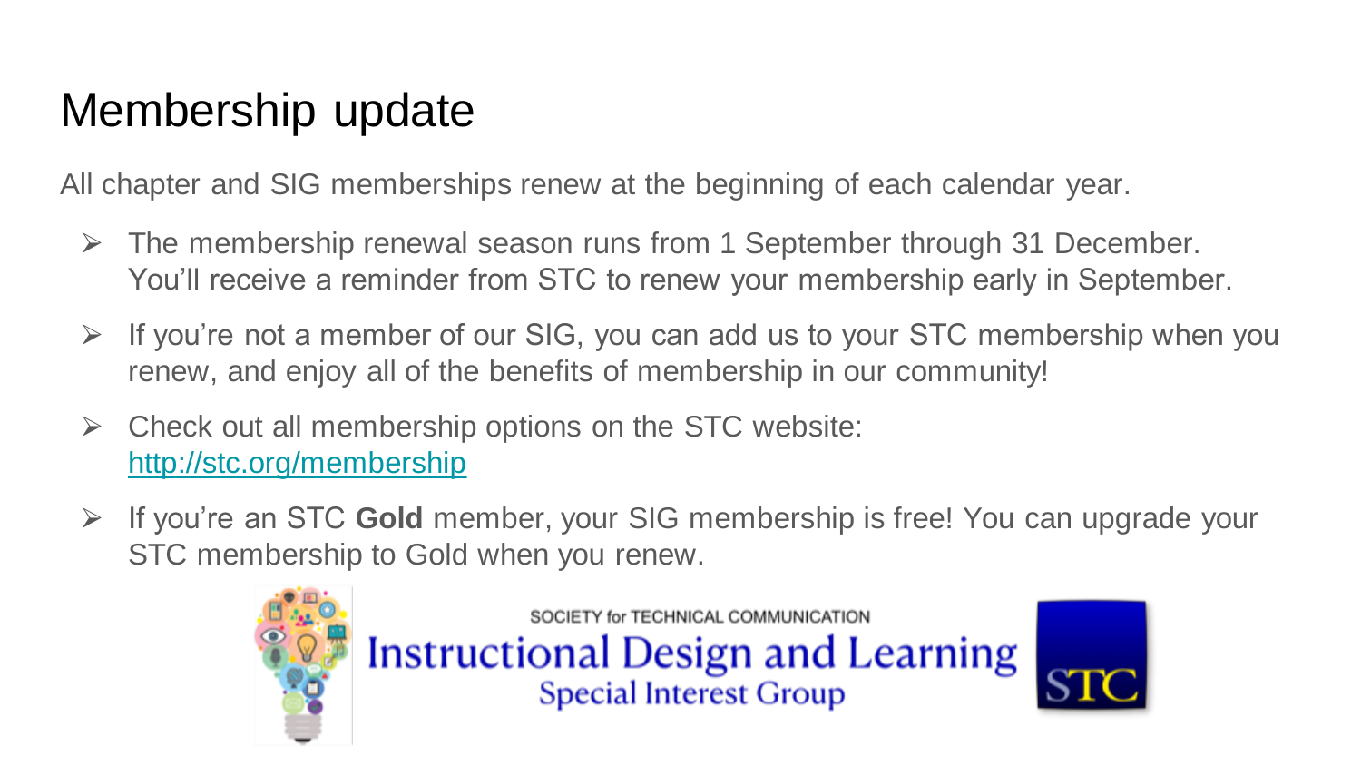# Membership update

All chapter and SIG memberships renew at the beginning of each calendar year.

- The membership renewal season runs from 1 September through 31 December. You'll receive a reminder from STC to renew your membership early in September.
- If you're not a member of our SIG, you can add us to your STC membership when you renew, and enjoy all of the benefits of membership in our community!
- Check out all membership options on the STC website: http://stc.org/membership
- If you're an STC **Gold** member, your SIG membership is free! You can upgrade your STC membership to Gold when you renew.

SOCIETY for TECHNICAL COMMUNICATION
Instructional Design and Learning
Special Interest Group

STC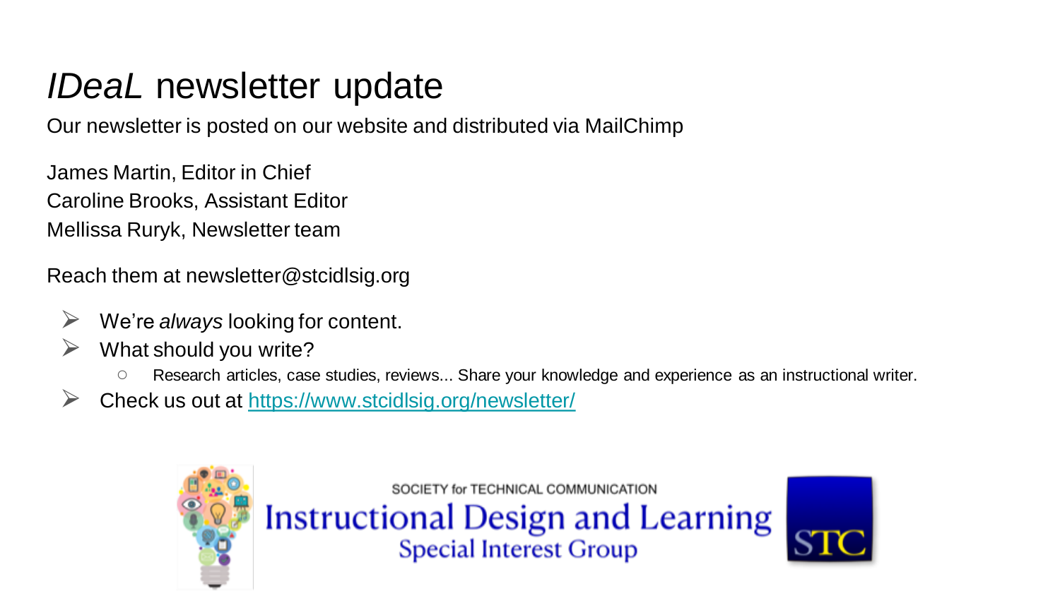# *IDeaL* newsletter update

Our newsletter is posted on our website and distributed via MailChimp

James Martin, Editor in Chief
Caroline Brooks, Assistant Editor
Mellissa Ruryk, Newsletter team

Reach them at newsletter@stcidlsig.org

- We're *always* looking for content.
- What should you write?
  - Research articles, case studies, reviews... Share your knowledge and experience as an instructional writer.
- Check us out at [https://www.stcidlsig.org/newsletter/](https://www.stcidlsig.org/newsletter/)

SOCIETY for TECHNICAL COMMUNICATION
Instructional Design and Learning
Special Interest Group
STC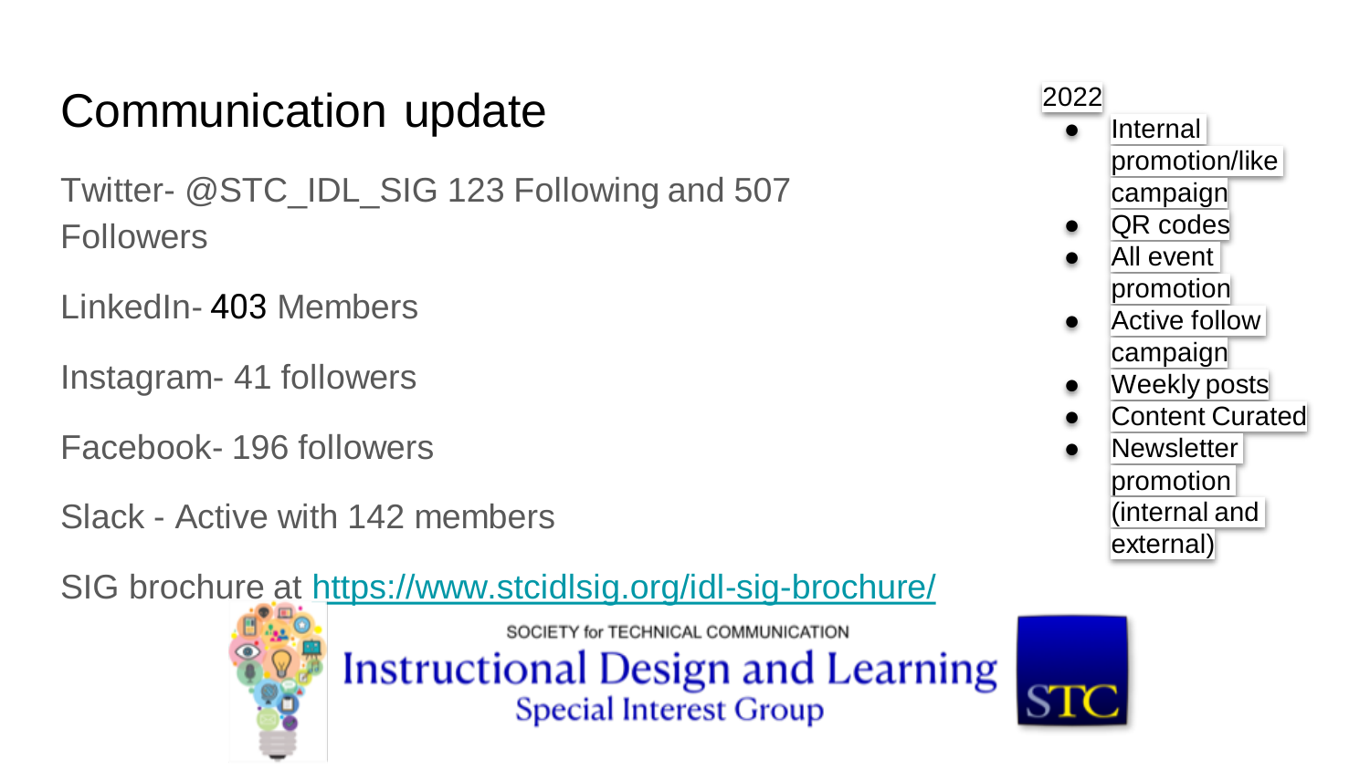# Communication update

Twitter- @STC_IDL_SIG 123 Following and 507 Followers

LinkedIn- 403 Members

Instagram- 41 followers

Facebook- 196 followers

Slack - Active with 142 members

SIG brochure at https://www.stcidlsig.org/idl-sig-brochure/

2022

- Internal promotion/like campaign
- QR codes
- All event promotion
- Active follow campaign
- Weekly posts
- Content Curated
- Newsletter promotion (internal and external)

SOCIETY for TECHNICAL COMMUNICATION

Instructional Design and Learning

Special Interest Group

STC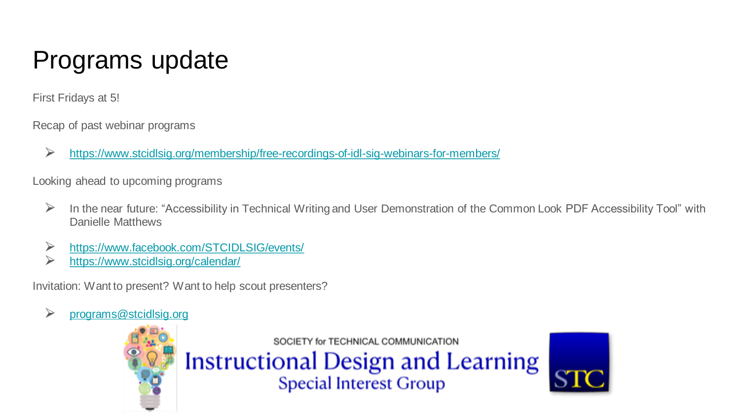# Programs update

First Fridays at 5!

Recap of past webinar programs

- https://www.stcidlsig.org/membership/free-recordings-of-idl-sig-webinars-for-members/

Looking ahead to upcoming programs

- In the near future: "Accessibility in Technical Writing and User Demonstration of the Common Look PDF Accessibility Tool" with Danielle Matthews

- https://www.facebook.com/STCIDLSIG/events/
- https://www.stcidlsig.org/calendar/

Invitation: Want to present? Want to help scout presenters?

- programs@stcidlsig.org

SOCIETY for TECHNICAL COMMUNICATION
Instructional Design and Learning
Special Interest Group

STC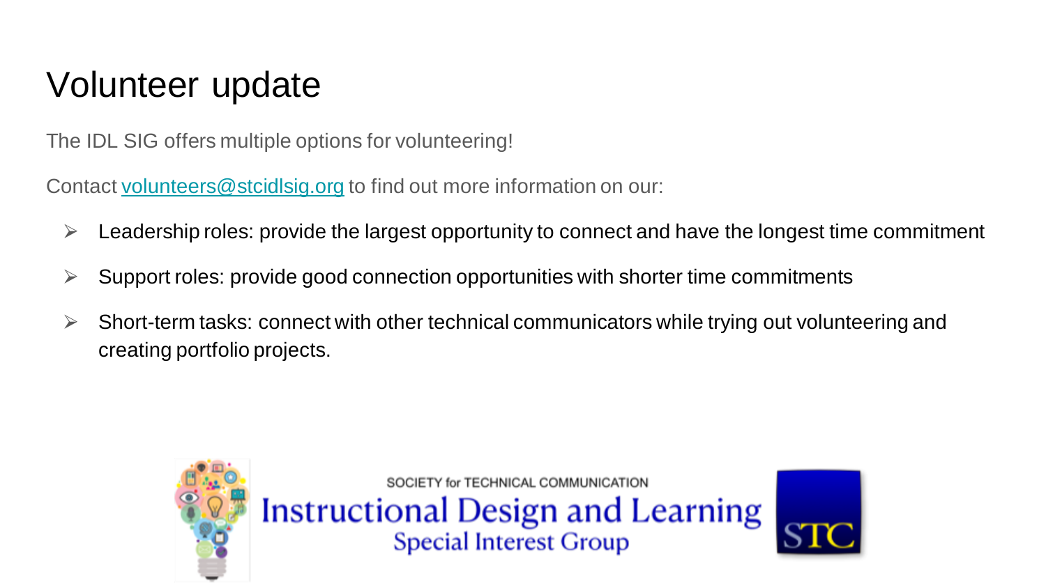# Volunteer update

The IDL SIG offers multiple options for volunteering!

Contact volunteers@stcidlsig.org to find out more information on our:

- Leadership roles: provide the largest opportunity to connect and have the longest time commitment
- Support roles: provide good connection opportunities with shorter time commitments
- Short-term tasks: connect with other technical communicators while trying out volunteering and creating portfolio projects.

SOCIETY for TECHNICAL COMMUNICATION

Instructional Design and Learning

Special Interest Group

STC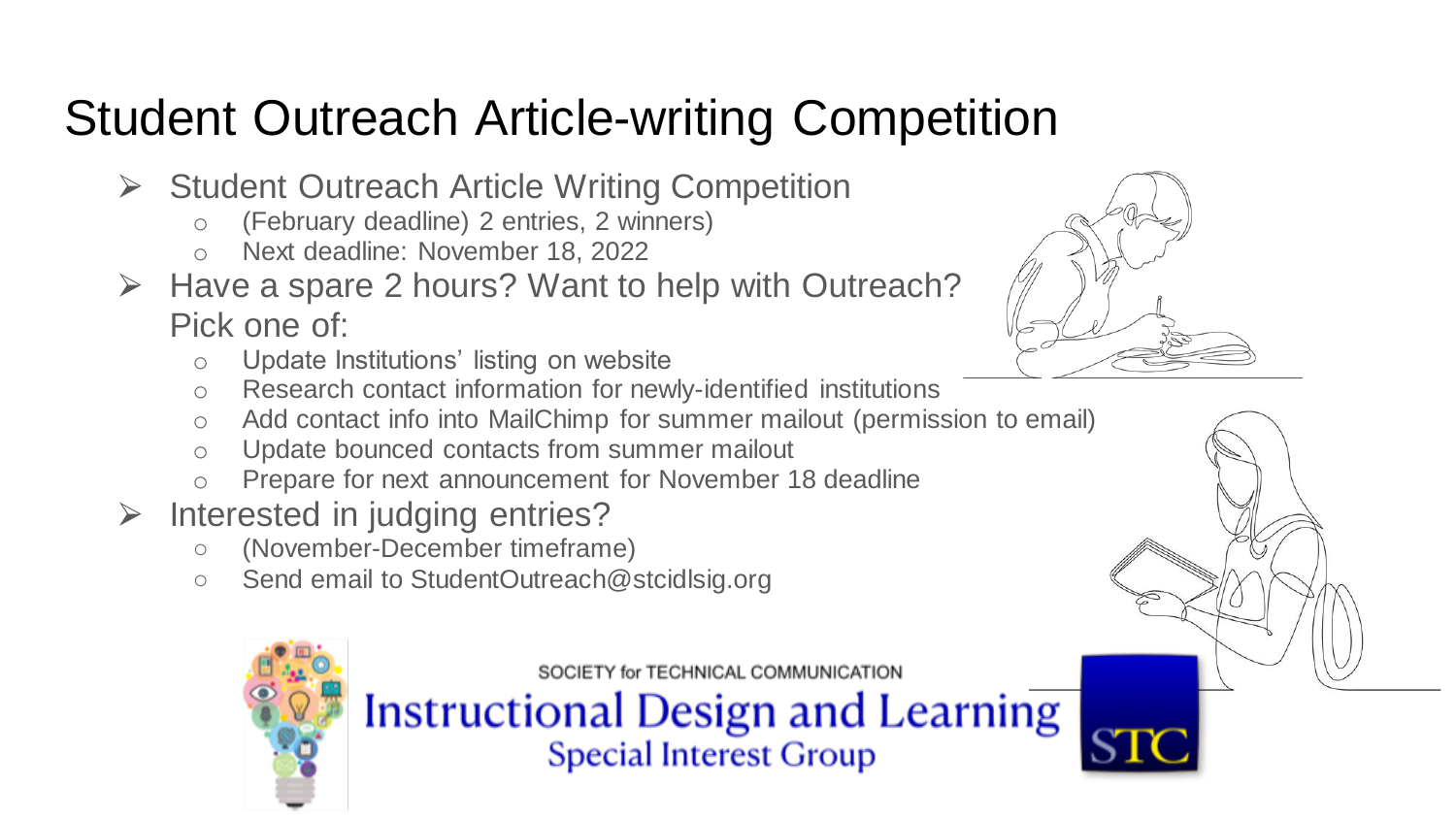# Student Outreach Article-writing Competition

- Student Outreach Article Writing Competition
  - (February deadline) 2 entries, 2 winners)
  - Next deadline: November 18, 2022
- Have a spare 2 hours? Want to help with Outreach? Pick one of:
  - Update Institutions' listing on website
  - Research contact information for newly-identified institutions
  - Add contact info into MailChimp for summer mailout (permission to email)
  - Update bounced contacts from summer mailout
  - Prepare for next announcement for November 18 deadline
- Interested in judging entries?
  - (November-December timeframe)
  - Send email to StudentOutreach@stcidlsig.org

SOCIETY for TECHNICAL COMMUNICATION

Instructional Design and Learning
Special Interest Group

STC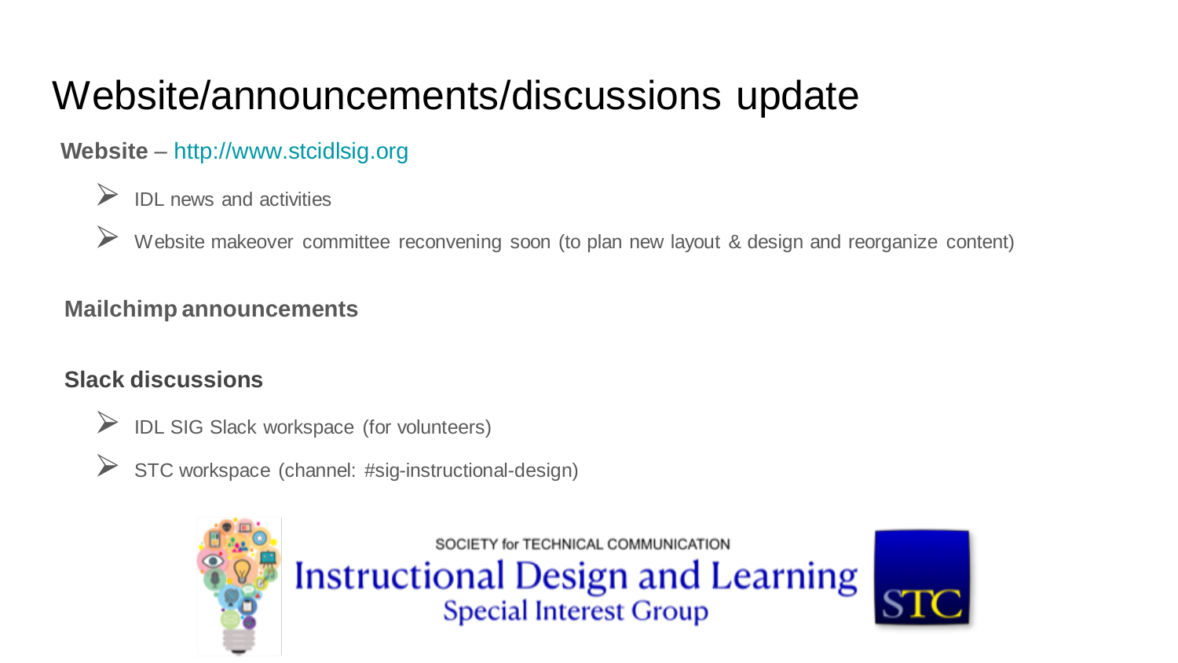# Website/announcements/discussions update

**Website** – http://www.stcidlsig.org

- IDL news and activities
- Website makeover committee reconvening soon (to plan new layout & design and reorganize content)

**Mailchimp announcements**

**Slack discussions**

- IDL SIG Slack workspace (for volunteers)
- STC workspace (channel: #sig-instructional-design)

SOCIETY for TECHNICAL COMMUNICATION
Instructional Design and Learning
Special Interest Group
STC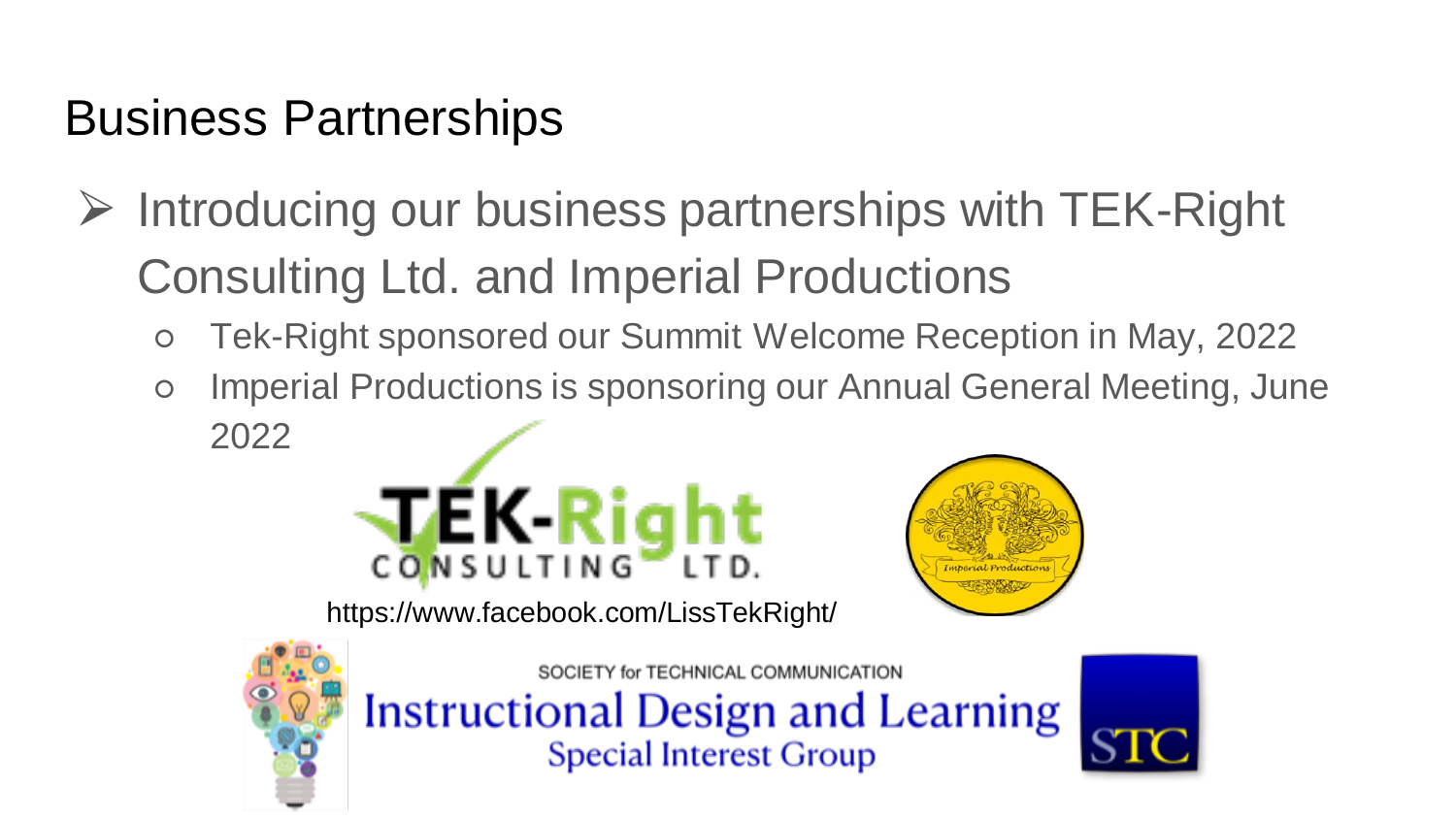# Business Partnerships

- Introducing our business partnerships with TEK-Right Consulting Ltd. and Imperial Productions
  - Tek-Right sponsored our Summit Welcome Reception in May, 2022
  - Imperial Productions is sponsoring our Annual General Meeting, June 2022

TEK-Right CONSULTING LTD.

https://www.facebook.com/LissTekRight/

Imperial Productions

SOCIETY for TECHNICAL COMMUNICATION

Instructional Design and Learning Special Interest Group

STC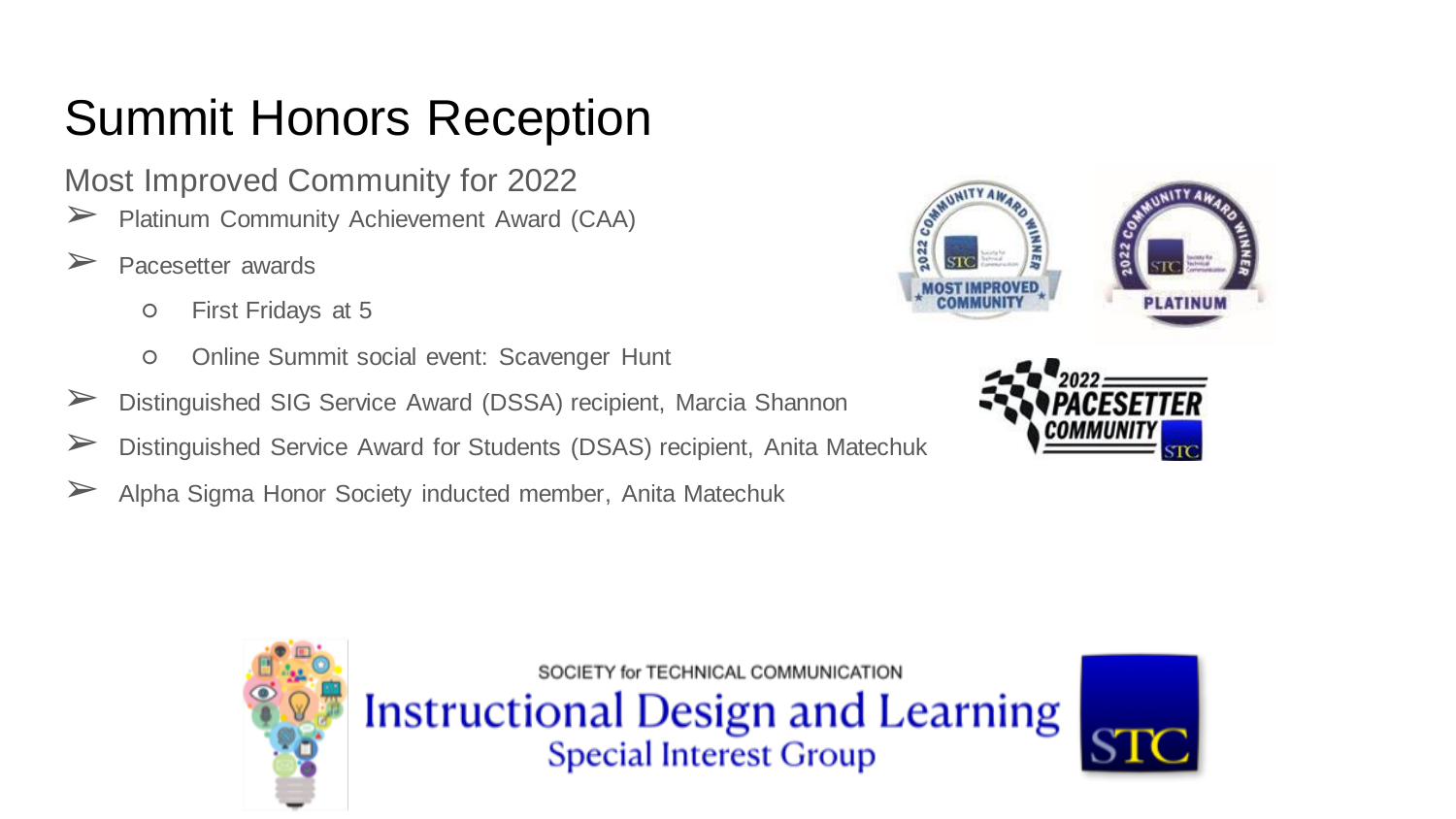# Summit Honors Reception

## Most Improved Community for 2022

- Platinum Community Achievement Award (CAA)
- Pacesetter awards
  - First Fridays at 5
  - Online Summit social event: Scavenger Hunt
- Distinguished SIG Service Award (DSSA) recipient, Marcia Shannon
- Distinguished Service Award for Students (DSAS) recipient, Anita Matechuk
- Alpha Sigma Honor Society inducted member, Anita Matechuk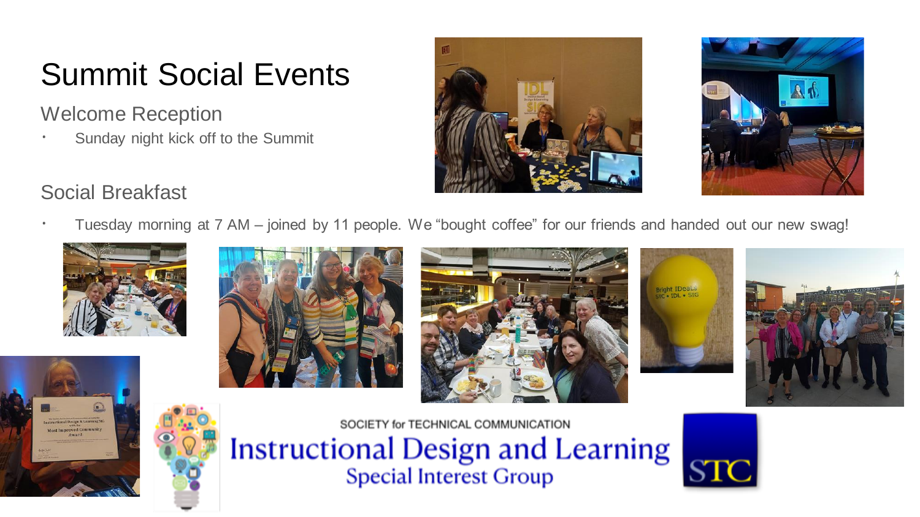# Summit Social Events

## Welcome Reception

- Sunday night kick off to the Summit

## Social Breakfast

- Tuesday morning at 7 AM – joined by 11 people. We "bought coffee" for our friends and handed out our new swag!

SOCIETY for TECHNICAL COMMUNICATION

Instructional Design and Learning

Special Interest Group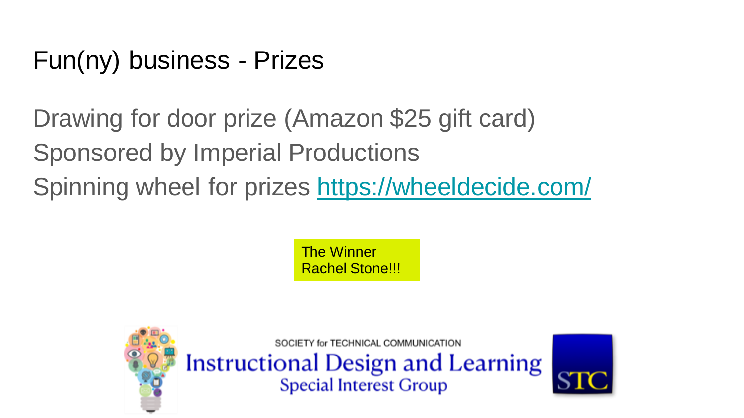# Fun(ny) business - Prizes

Drawing for door prize (Amazon $25 gift card)
Sponsored by Imperial Productions
Spinning wheel for prizes [https://wheeldecide.com/](https://wheeldecide.com/)

The Winner
Rachel Stone!!!

SOCIETY for TECHNICAL COMMUNICATION
Instructional Design and Learning
Special Interest Group

STC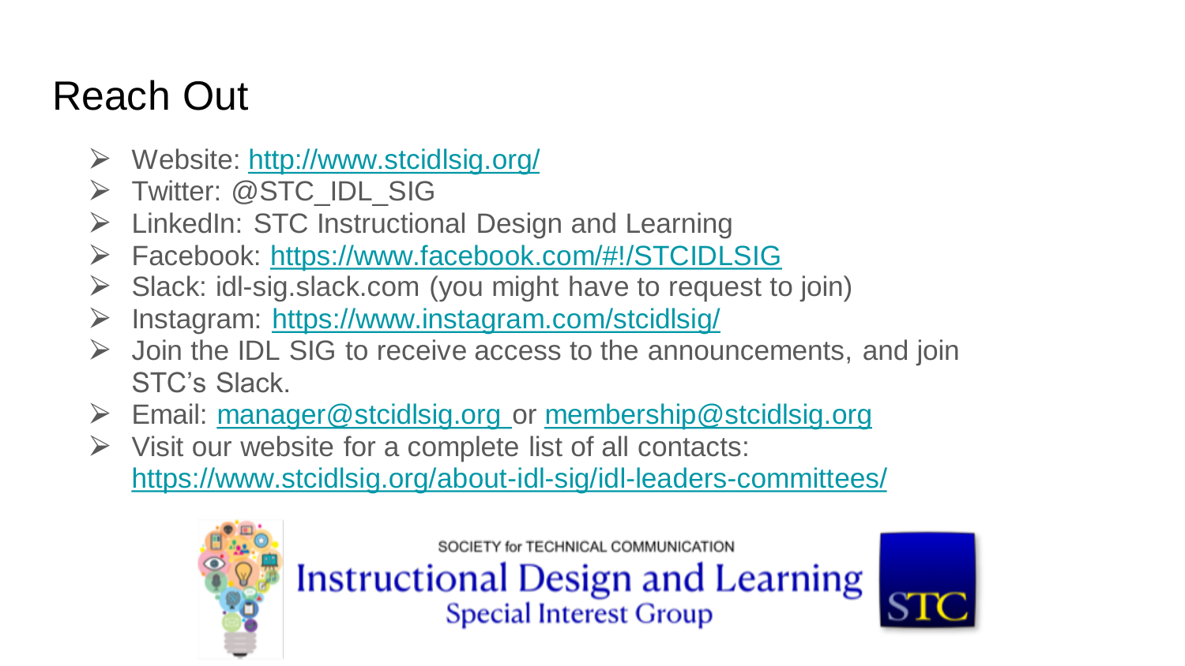# Reach Out

- Website: http://www.stcidlsig.org/
- Twitter: @STC_IDL_SIG
- LinkedIn: STC Instructional Design and Learning
- Facebook: https://www.facebook.com/#!/STCIDLSIG
- Slack: idl-sig.slack.com (you might have to request to join)
- Instagram: https://www.instagram.com/stcidlsig/
- Join the IDL SIG to receive access to the announcements, and join STC's Slack.
- Email: manager@stcidlsig.org or membership@stcidlsig.org
- Visit our website for a complete list of all contacts: https://www.stcidlsig.org/about-idl-sig/idl-leaders-committees/

SOCIETY for TECHNICAL COMMUNICATION
Instructional Design and Learning
Special Interest Group

STC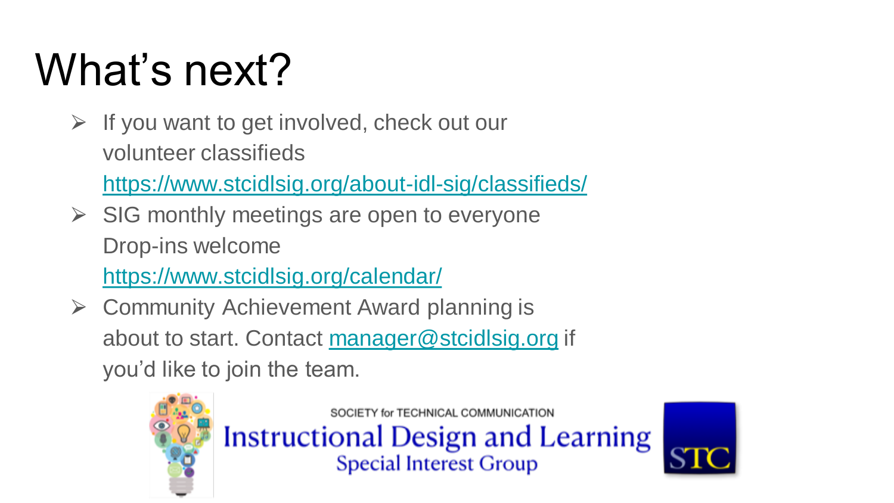# What's next?

- If you want to get involved, check out our volunteer classifieds https://www.stcidlsig.org/about-idl-sig/classifieds/
- SIG monthly meetings are open to everyone
  Drop-ins welcome
  https://www.stcidlsig.org/calendar/
- Community Achievement Award planning is about to start. Contact manager@stcidlsig.org if you'd like to join the team.

SOCIETY for TECHNICAL COMMUNICATION
Instructional Design and Learning
Special Interest Group

STC